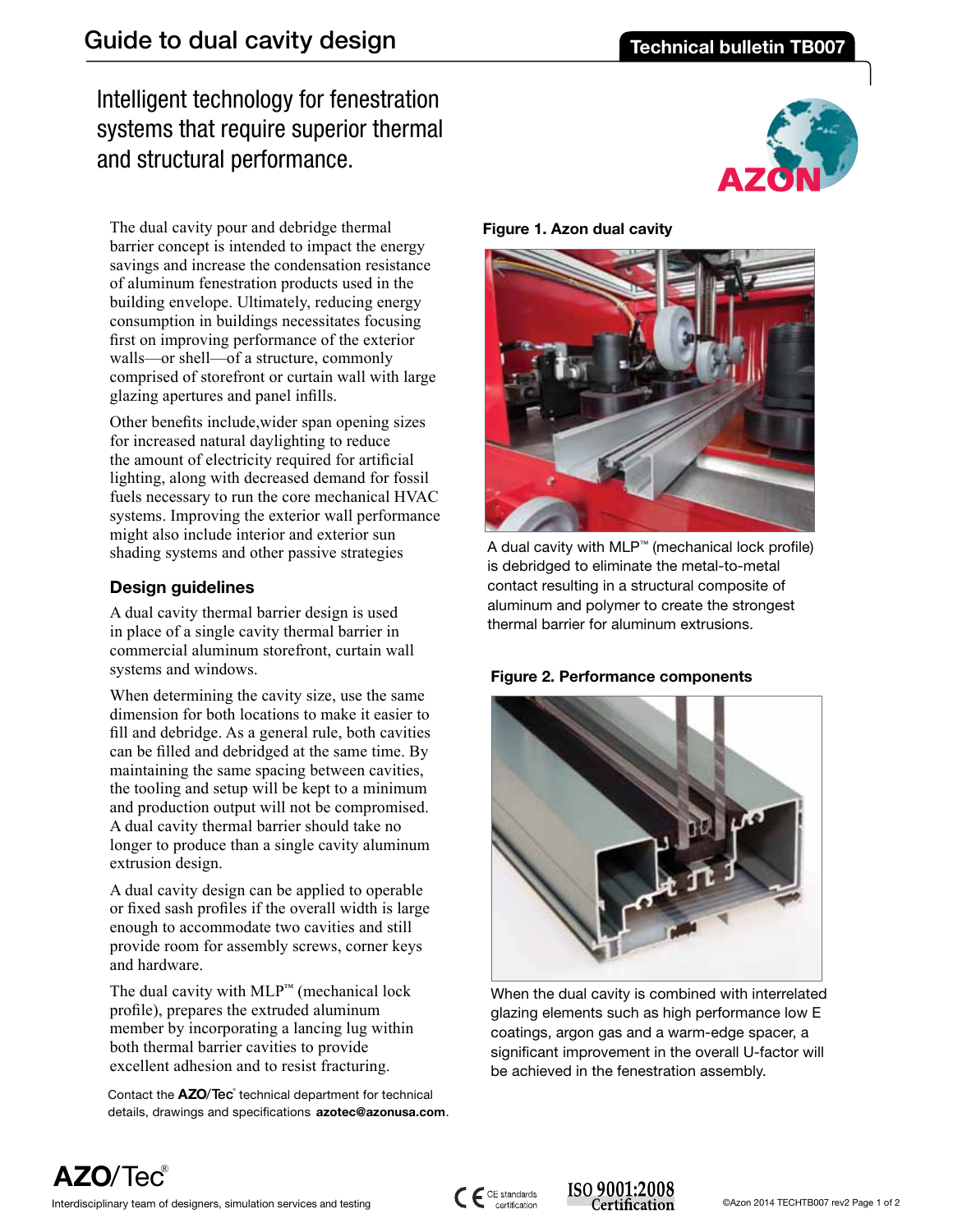# Guide to dual cavity design

**Technical bulletin TB007**

## Intelligent technology for fenestration systems that require superior thermal and structural performance.

The dual cavity pour and debridge thermal barrier concept is intended to impact the energy savings and increase the condensation resistance of aluminum fenestration products used in the building envelope. Ultimately, reducing energy consumption in buildings necessitates focusing first on improving performance of the exterior walls—or shell—of a structure, commonly comprised of storefront or curtain wall with large glazing apertures and panel infills.

Other benefits include,wider span opening sizes for increased natural daylighting to reduce the amount of electricity required for artificial lighting, along with decreased demand for fossil fuels necessary to run the core mechanical HVAC systems. Improving the exterior wall performance might also include interior and exterior sun shading systems and other passive strategies

### Design guidelines

A dual cavity thermal barrier design is used in place of a single cavity thermal barrier in commercial aluminum storefront, curtain wall systems and windows.

When determining the cavity size, use the same dimension for both locations to make it easier to fill and debridge. As a general rule, both cavities can be filled and debridged at the same time. By maintaining the same spacing between cavities, the tooling and setup will be kept to a minimum and production output will not be compromised. A dual cavity thermal barrier should take no longer to produce than a single cavity aluminum extrusion design.

A dual cavity design can be applied to operable or fixed sash profiles if the overall width is large enough to accommodate two cavities and still provide room for assembly screws, corner keys and hardware.

The dual cavity with MLP™ (mechanical lock profile), prepares the extruded aluminum member by incorporating a lancing lug within both thermal barrier cavities to provide excellent adhesion and to resist fracturing.

Contact the **AZO/Tec**® technical department for technical details, drawings and specifications **azotec@azonusa.com**.

**Figure 1. Azon dual cavity**

A dual cavity with MLP™ (mechanical lock profile) is debridged to eliminate the metal-to-metal contact resulting in a structural composite of aluminum and polymer to create the strongest thermal barrier for aluminum extrusions.

**Figure 2. Performance components**

When the dual cavity is combined with interrelated glazing elements such as high performance low E coatings, argon gas and a warm-edge spacer, a significant improvement in the overall U-factor will be achieved in the fenestration assembly.

**AZO/Tec**®

Interdisciplinary team of designers, simulation services and testing

CE standards certification

ISO 9001:2008 Certification

©Azon 2014 TECHTB007 rev2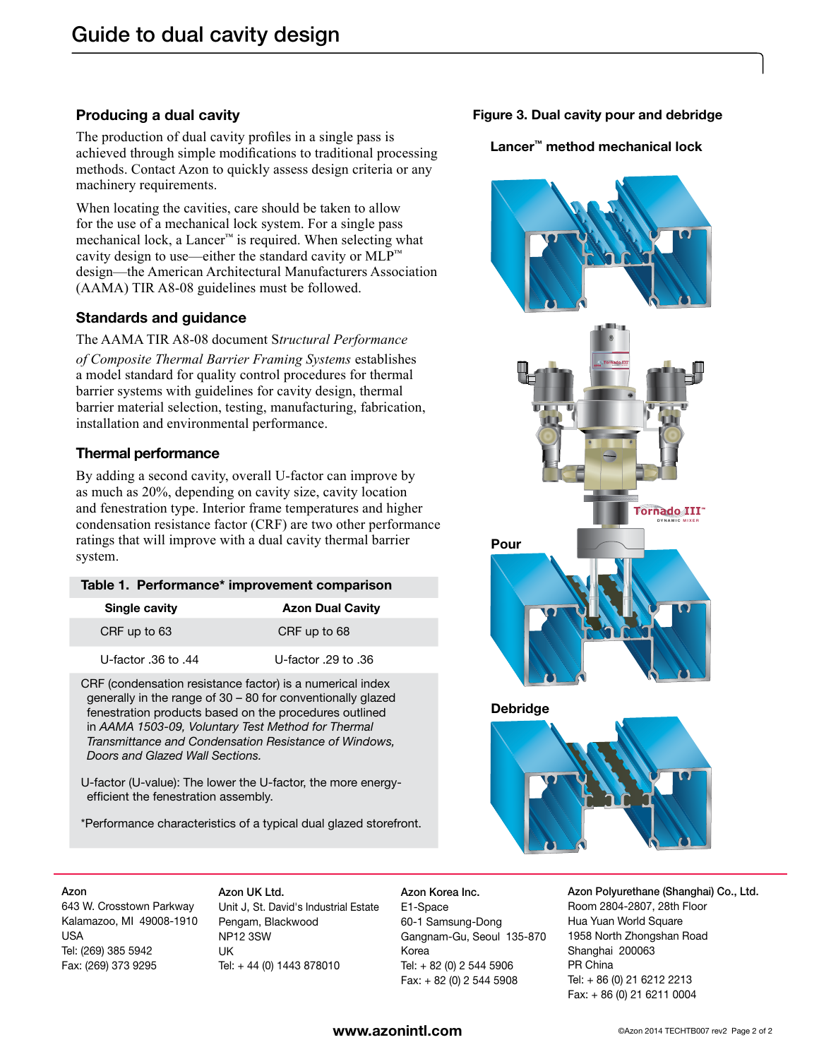# Guide to dual cavity design

## Producing a dual cavity

The production of dual cavity profiles in a single pass is achieved through simple modifications to traditional processing methods. Contact Azon to quickly assess design criteria or any machinery requirements.

When locating the cavities, care should be taken to allow for the use of a mechanical lock system. For a single pass mechanical lock, a Lancer™ is required. When selecting what cavity design to use—either the standard cavity or MLP™ design—the American Architectural Manufacturers Association (AAMA) TIR A8-08 guidelines must be followed.

## Standards and guidance

The AAMA TIR A8-08 document S*tructural Performance of Composite Thermal Barrier Framing Systems* establishes a model standard for quality control procedures for thermal barrier systems with guidelines for cavity design, thermal barrier material selection, testing, manufacturing, fabrication, installation and environmental performance.

## Thermal performance

By adding a second cavity, overall U-factor can improve by as much as 20%, depending on cavity size, cavity location and fenestration type. Interior frame temperatures and higher condensation resistance factor (CRF) are two other performance ratings that will improve with a dual cavity thermal barrier system.

**Table 1. Performance* improvement comparison**

| Single cavity | Azon Dual Cavity |
|---|---|
| CRF up to 63 | CRF up to 68 |
| U-factor .36 to .44 | U-factor .29 to .36 |

CRF (condensation resistance factor) is a numerical index generally in the range of 30 – 80 for conventionally glazed fenestration products based on the procedures outlined in *AAMA 1503-09, Voluntary Test Method for Thermal Transmittance and Condensation Resistance of Windows, Doors and Glazed Wall Sections.*

U-factor (U-value): The lower the U-factor, the more energy-efficient the fenestration assembly.

*Performance characteristics of a typical dual glazed storefront.

**Figure 3. Dual cavity pour and debridge**

**Lancer™ method mechanical lock**

Tornado III™ DYNAMIC MIXER

**Pour**

**Debridge**

---

**Azon**
643 W. Crosstown Parkway
Kalamazoo, MI 49008-1910
USA
Tel: (269) 385 5942
Fax: (269) 373 9295

**Azon UK Ltd.**
Unit J, St. David's Industrial Estate
Pengam, Blackwood
NP12 3SW
UK
Tel: + 44 (0) 1443 878010

**Azon Korea Inc.**
E1-Space
60-1 Samsung-Dong
Gangnam-Gu, Seoul 135-870
Korea
Tel: + 82 (0) 2 544 5906
Fax: + 82 (0) 2 544 5908

**Azon Polyurethane (Shanghai) Co., Ltd.**
Room 2804-2807, 28th Floor
Hua Yuan World Square
1958 North Zhongshan Road
Shanghai 200063
PR China
Tel: + 86 (0) 21 6212 2213
Fax: + 86 (0) 21 6211 0004

**www.azonintl.com**

©Azon 2014 TECHTB007 rev2